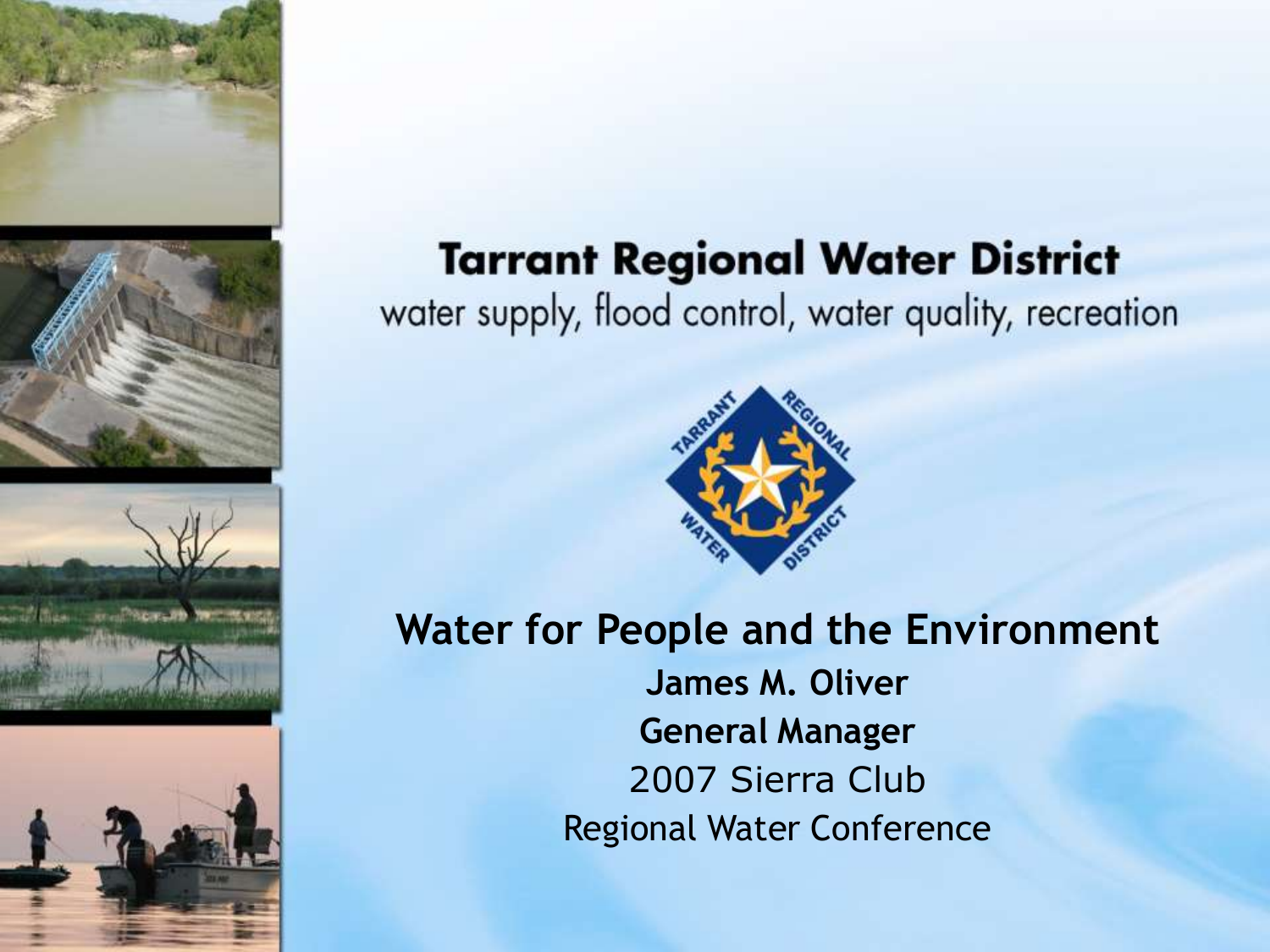# Tarrant Regional Water District

water supply, flood control, water quality, recreation

## Water for People and the Environment

**James M. Oliver**

**General Manager**

2007 Sierra Club

Regional Water Conference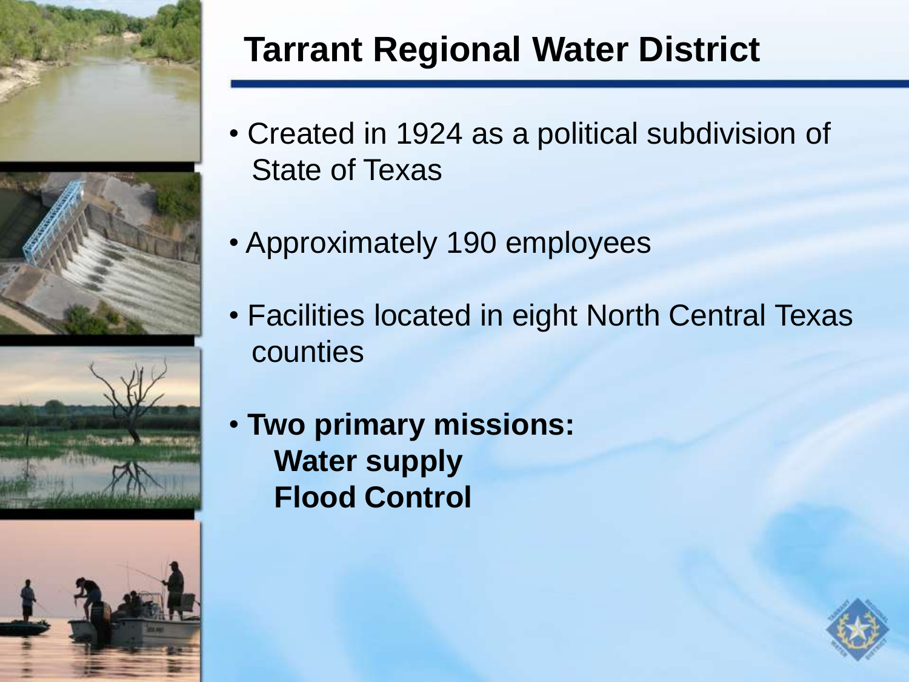# Tarrant Regional Water District

- Created in 1924 as a political subdivision of State of Texas
- Approximately 190 employees
- Facilities located in eight North Central Texas counties
- **Two primary missions:**
  - **Water supply**
  - **Flood Control**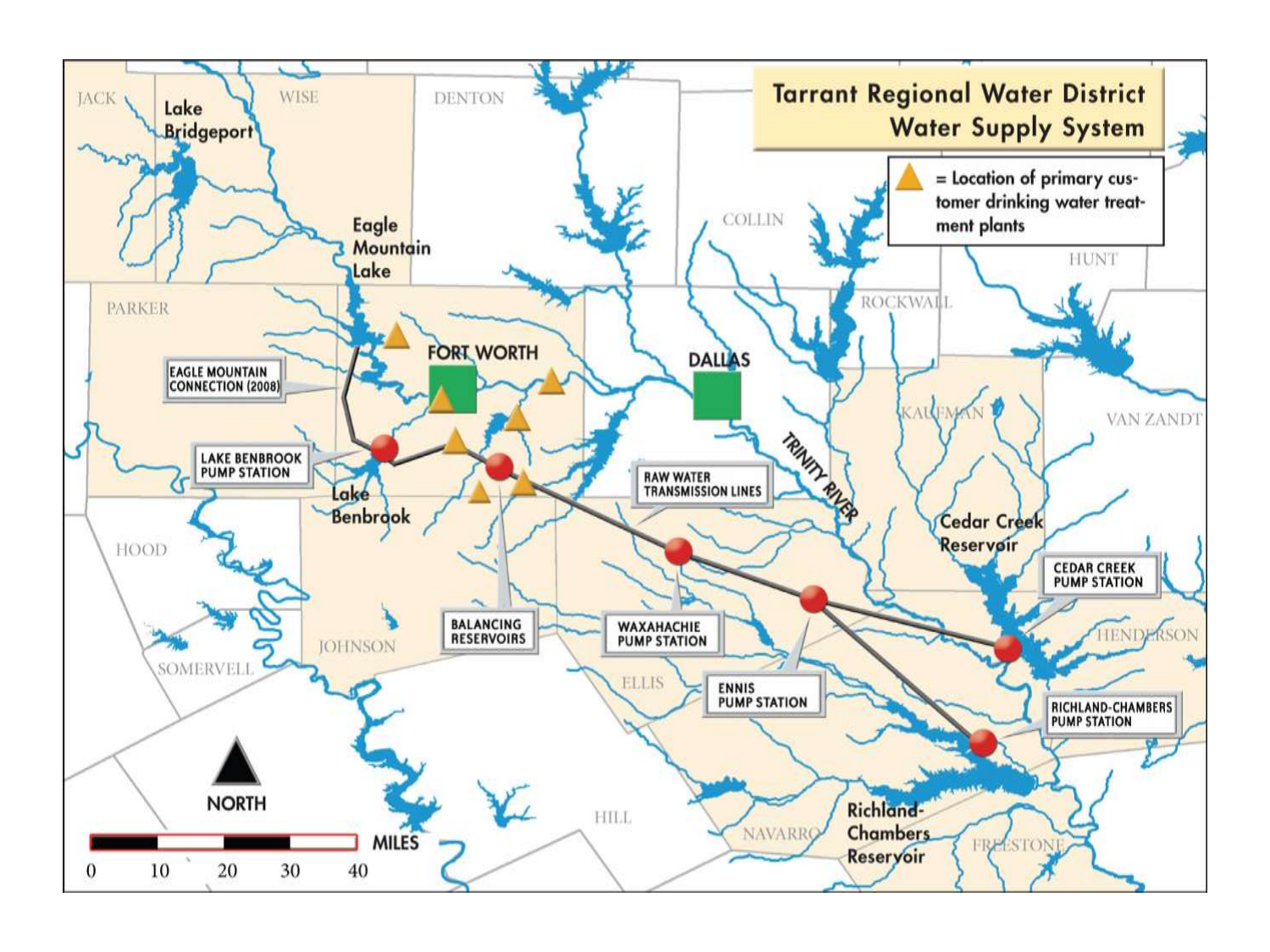# Tarrant Regional Water District Water Supply System

▲ = Location of primary customer drinking water treatment plants

EAGLE MOUNTAIN CONNECTION (2008)

LAKE BENBROOK PUMP STATION

BALANCING RESERVOIRS

RAW WATER TRANSMISSION LINES

WAXAHACHIE PUMP STATION

ENNIS PUMP STATION

CEDAR CREEK PUMP STATION

RICHLAND-CHAMBERS PUMP STATION

Lake Bridgeport

Eagle Mountain Lake

Lake Benbrook

Cedar Creek Reservoir

Richland-Chambers Reservoir

TRINITY RIVER

FORT WORTH

DALLAS

JACK, WISE, DENTON, COLLIN, HUNT, ROCKWALL, PARKER, KAUFMAN, VAN ZANDT, HOOD, JOHNSON, SOMERVELL, ELLIS, HENDERSON, HILL, NAVARRO, FREESTONE

NORTH

MILES

0 10 20 30 40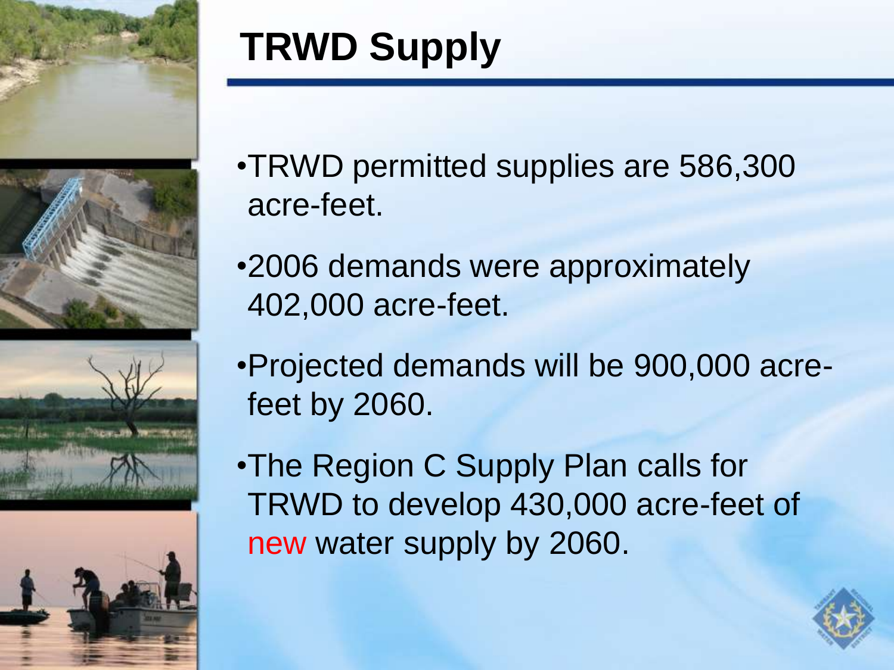# TRWD Supply

- TRWD permitted supplies are 586,300 acre-feet.
- 2006 demands were approximately 402,000 acre-feet.
- Projected demands will be 900,000 acre-feet by 2060.
- The Region C Supply Plan calls for TRWD to develop 430,000 acre-feet of new water supply by 2060.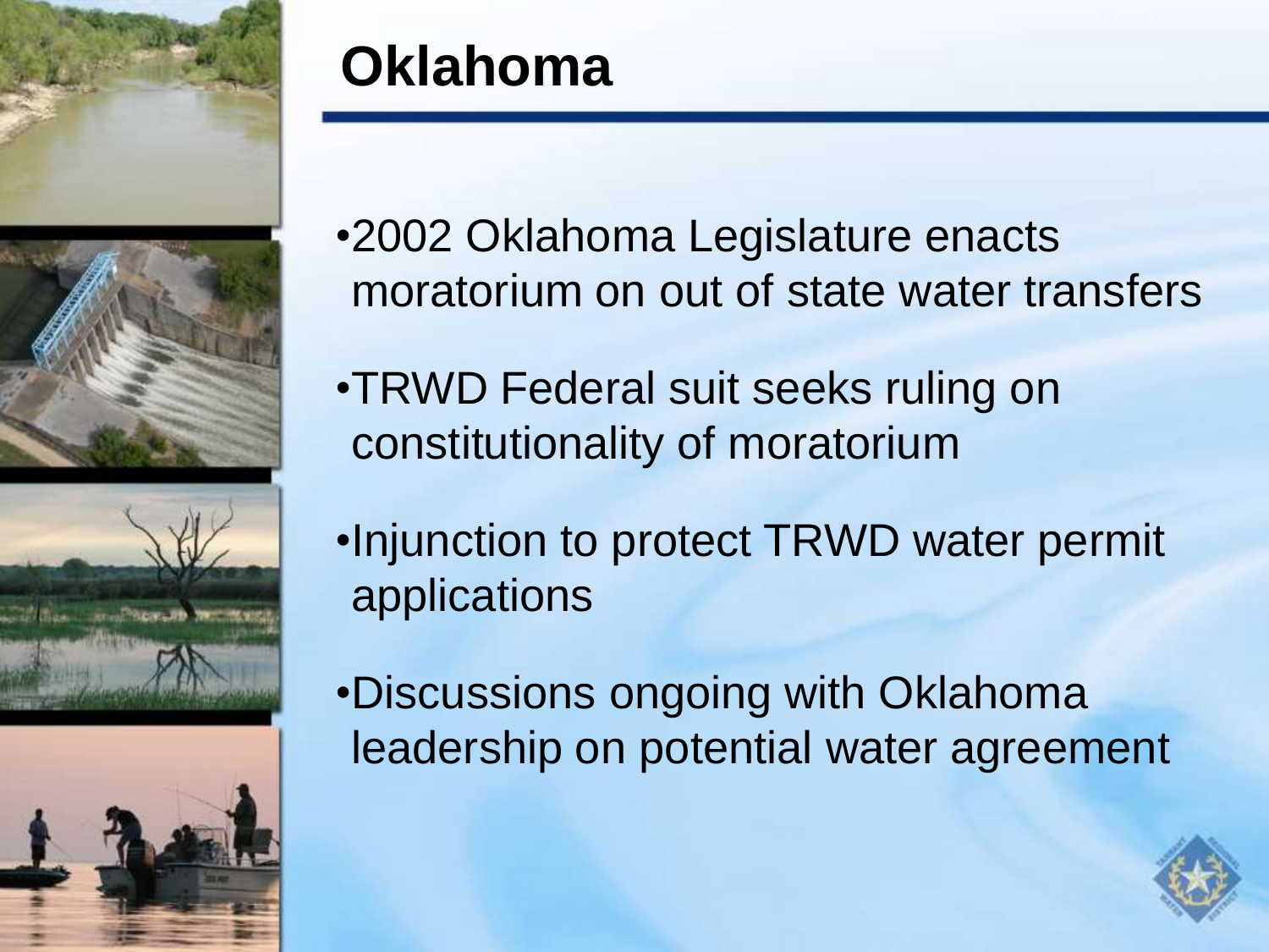# Oklahoma

- 2002 Oklahoma Legislature enacts moratorium on out of state water transfers
- TRWD Federal suit seeks ruling on constitutionality of moratorium
- Injunction to protect TRWD water permit applications
- Discussions ongoing with Oklahoma leadership on potential water agreement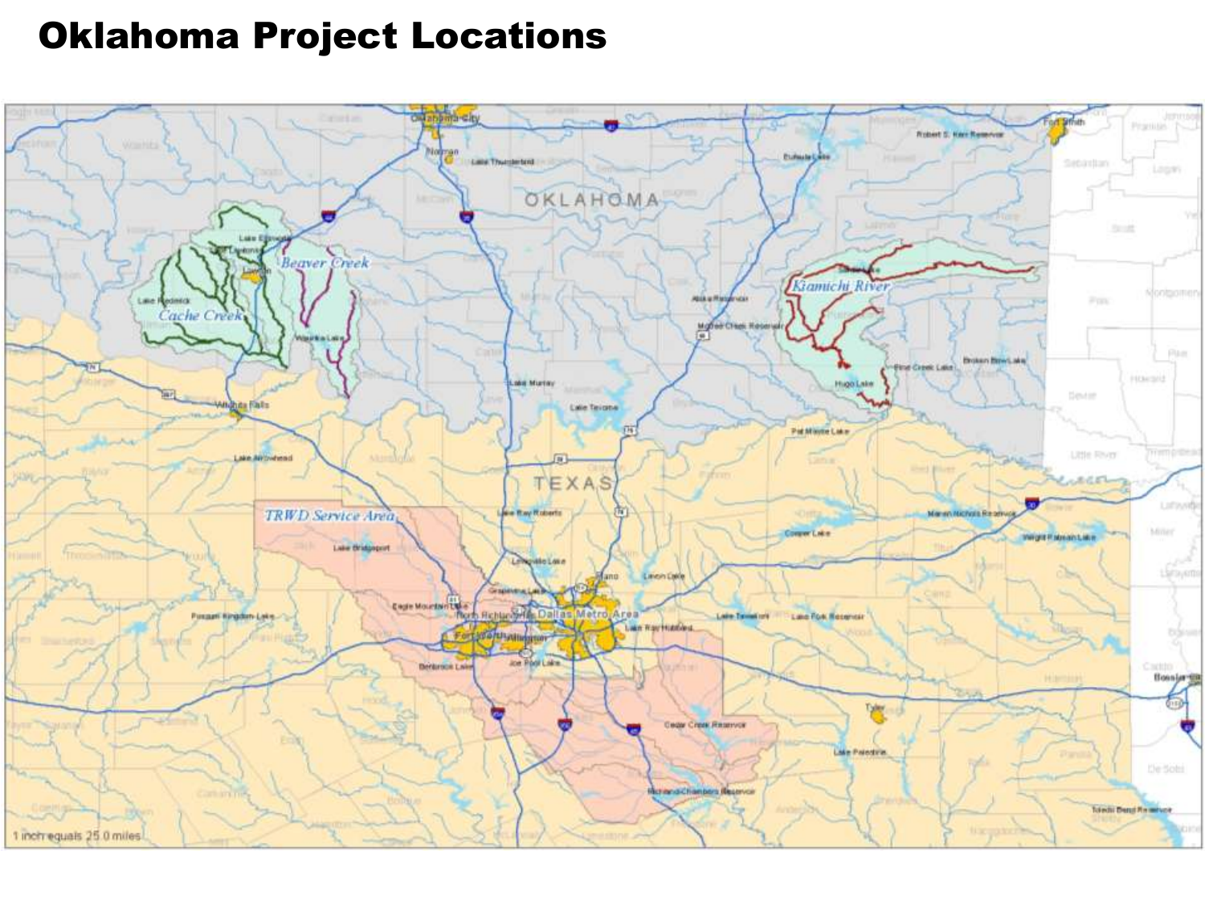# Oklahoma Project Locations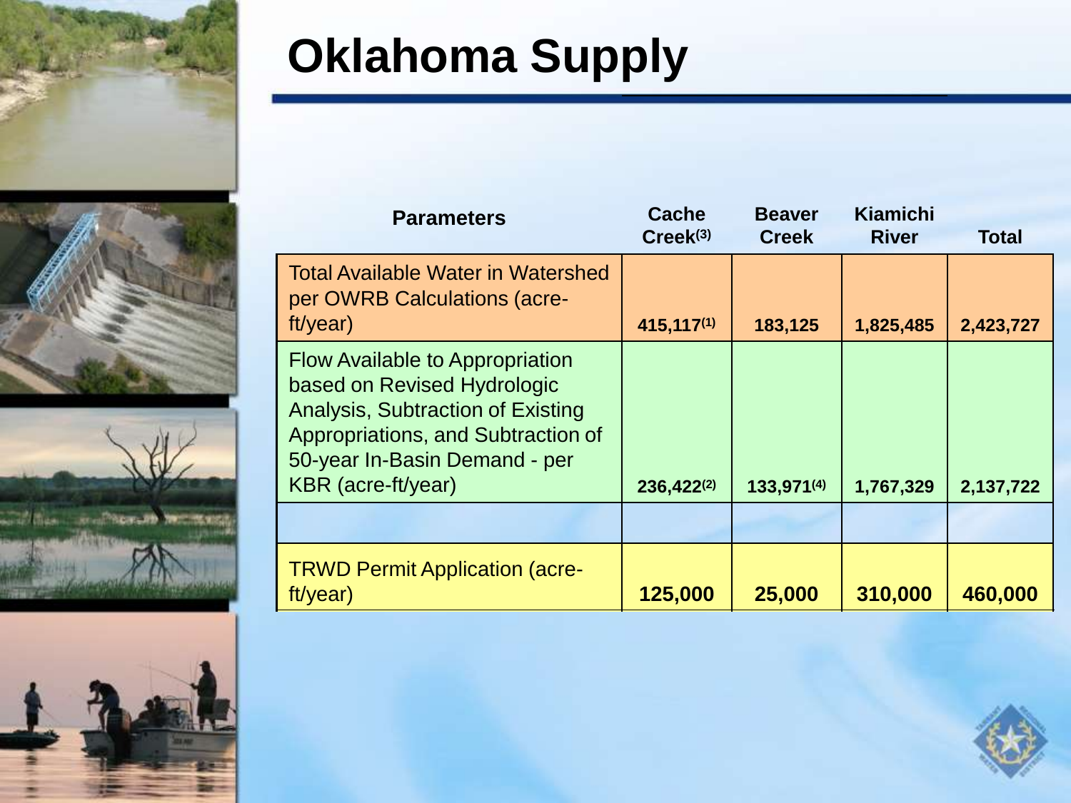# Oklahoma Supply

| Parameters | Cache Creek[3] | Beaver Creek | Kiamichi River | Total |
|---|---|---|---|---|
| Total Available Water in Watershed per OWRB Calculations (acre-ft/year) | 415,117[1] | 183,125 | 1,825,485 | 2,423,727 |
| Flow Available to Appropriation based on Revised Hydrologic Analysis, Subtraction of Existing Appropriations, and Subtraction of 50-year In-Basin Demand - per KBR (acre-ft/year) | 236,422[2] | 133,971[4] | 1,767,329 | 2,137,722 |
| | | | | |
| TRWD Permit Application (acre-ft/year) | 125,000 | 25,000 | 310,000 | 460,000 |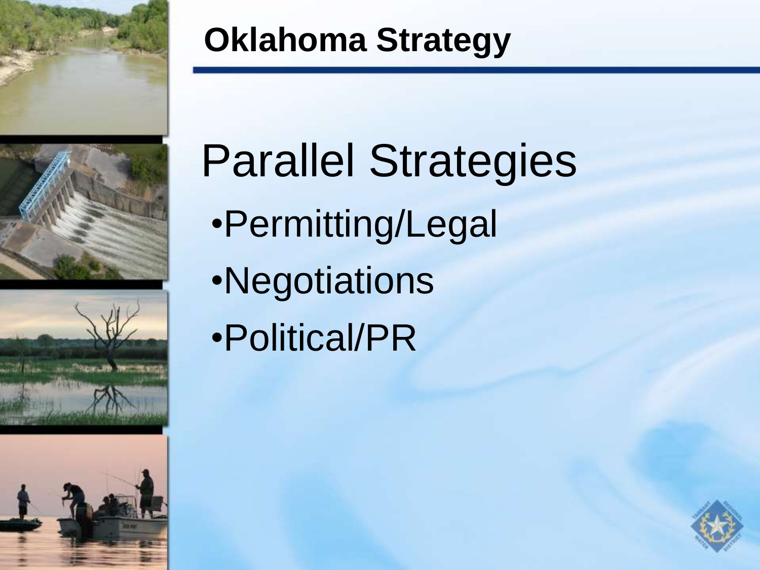# Oklahoma Strategy

## Parallel Strategies

- Permitting/Legal
- Negotiations
- Political/PR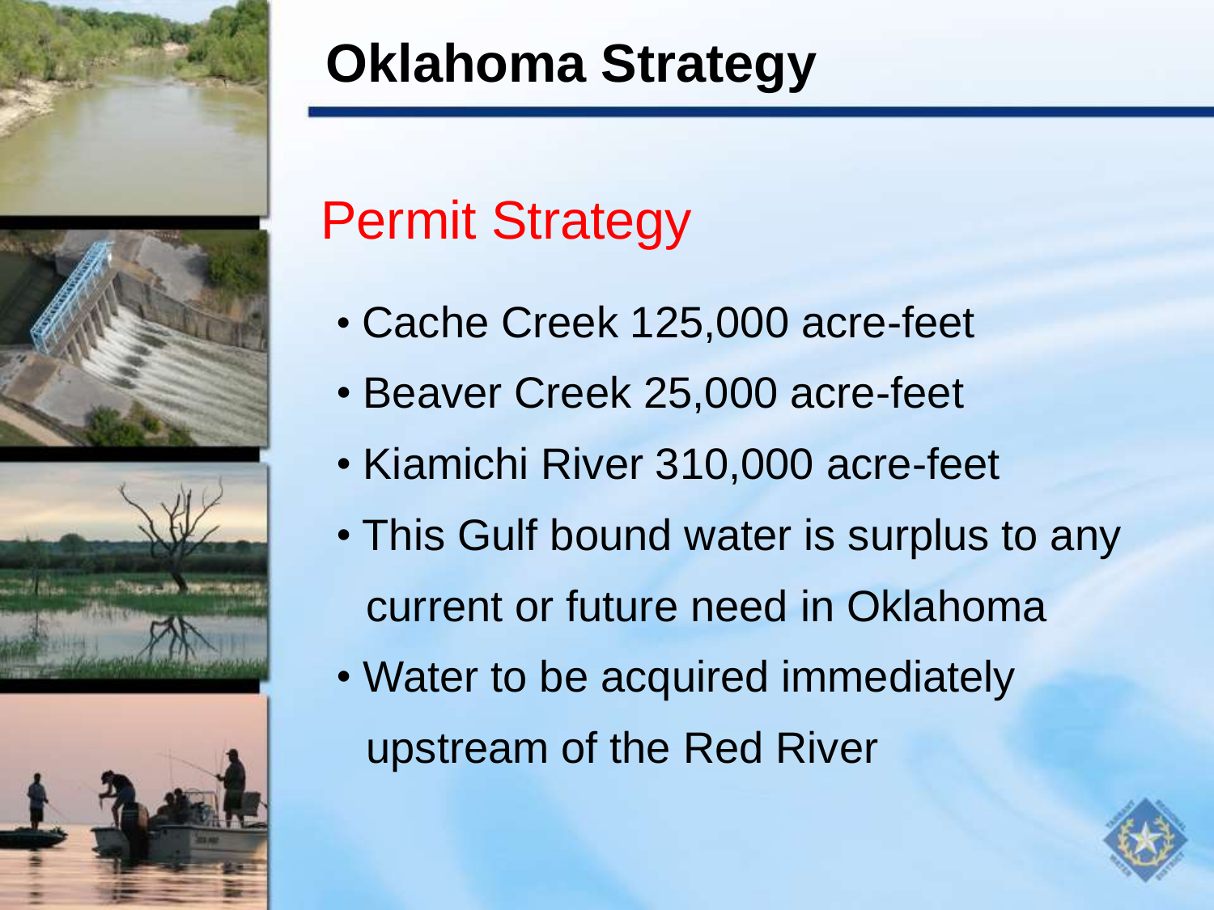# Oklahoma Strategy

## Permit Strategy

- Cache Creek 125,000 acre-feet
- Beaver Creek 25,000 acre-feet
- Kiamichi River 310,000 acre-feet
- This Gulf bound water is surplus to any current or future need in Oklahoma
- Water to be acquired immediately upstream of the Red River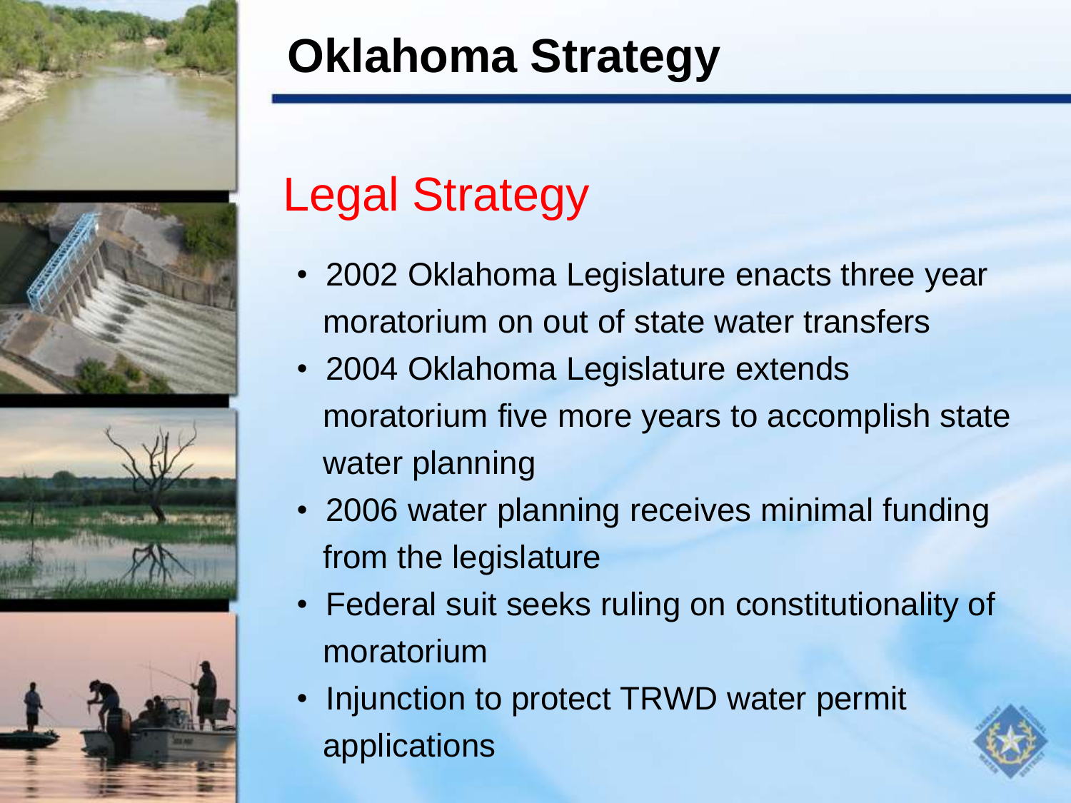# Oklahoma Strategy

## Legal Strategy

- 2002 Oklahoma Legislature enacts three year moratorium on out of state water transfers
- 2004 Oklahoma Legislature extends moratorium five more years to accomplish state water planning
- 2006 water planning receives minimal funding from the legislature
- Federal suit seeks ruling on constitutionality of moratorium
- Injunction to protect TRWD water permit applications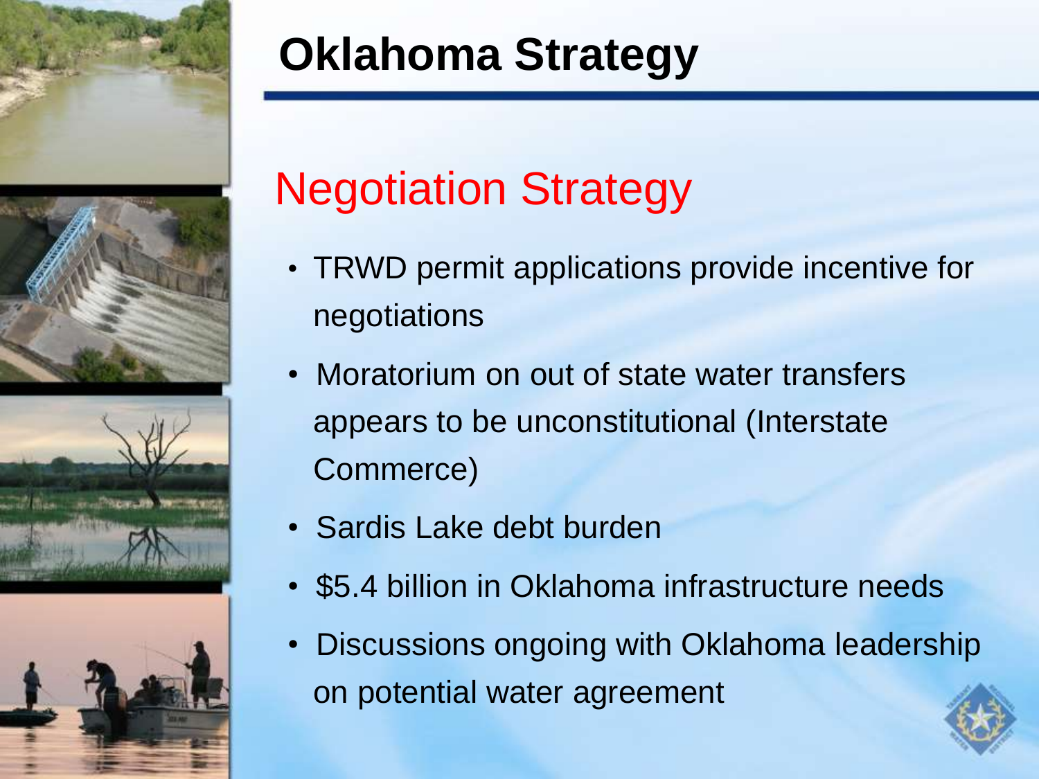# Oklahoma Strategy

## Negotiation Strategy

- TRWD permit applications provide incentive for negotiations
- Moratorium on out of state water transfers appears to be unconstitutional (Interstate Commerce)
- Sardis Lake debt burden
- $5.4 billion in Oklahoma infrastructure needs
- Discussions ongoing with Oklahoma leadership on potential water agreement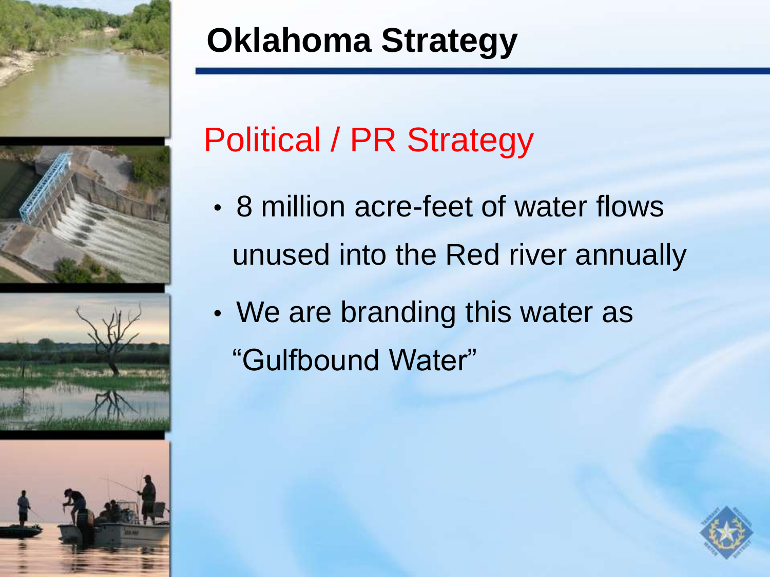# Oklahoma Strategy

## Political / PR Strategy

- 8 million acre-feet of water flows unused into the Red river annually
- We are branding this water as "Gulfbound Water"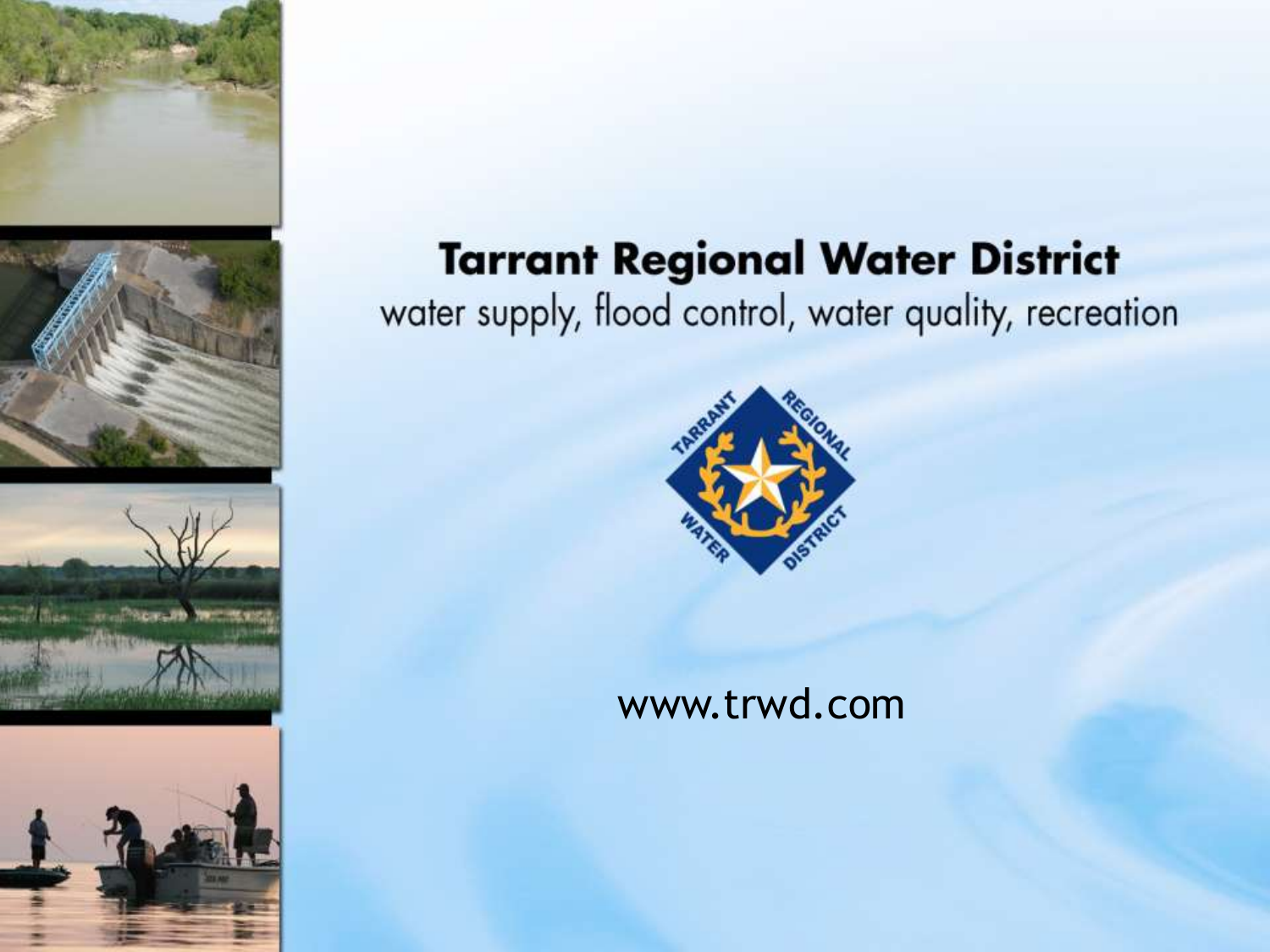# Tarrant Regional Water District

water supply, flood control, water quality, recreation

www.trwd.com